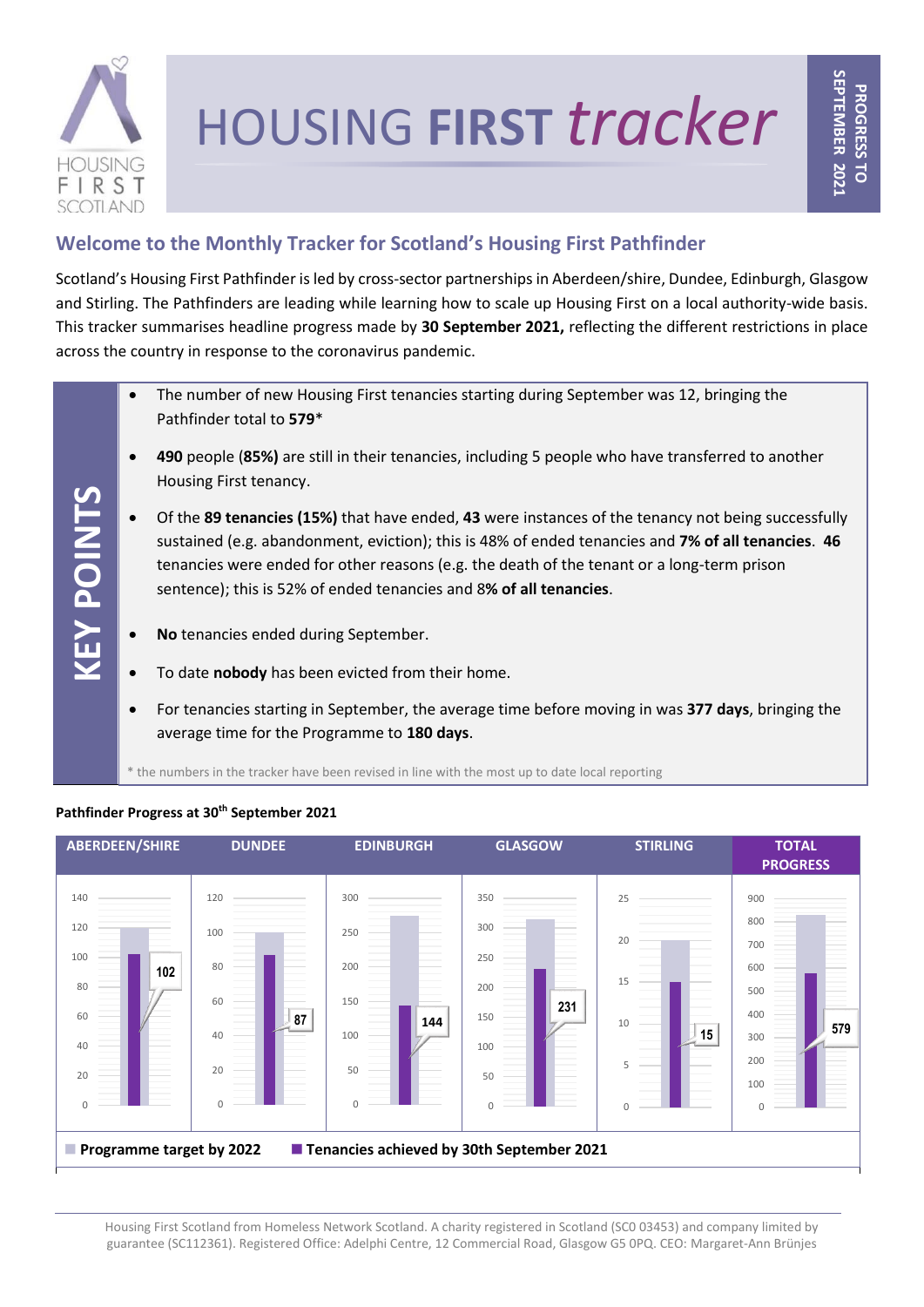# HOUSING FIRST *tracker*

**PROGRESS TO SEPTEMBER 2021**

## Welcome to the Monthly Tracker for Scotland's Housing First Pathfinder

Scotland's Housing First Pathfinder is led by cross-sector partnerships in Aberdeen/shire, Dundee, Edinburgh, Glasgow and Stirling. The Pathfinders are leading while learning how to scale up Housing First on a local authority-wide basis. This tracker summarises headline progress made by **30 September 2021,** reflecting the different restrictions in place across the country in response to the coronavirus pandemic.

## KEY POINTS

- The number of new Housing First tenancies starting during September was 12, bringing the Pathfinder total to **579***
- **490** people **(85%)** are still in their tenancies, including 5 people who have transferred to another Housing First tenancy.
- Of the **89 tenancies (15%)** that have ended, **43** were instances of the tenancy not being successfully sustained (e.g. abandonment, eviction); this is 48% of ended tenancies and **7% of all tenancies**. **46** tenancies were ended for other reasons (e.g. the death of the tenant or a long-term prison sentence); this is 52% of ended tenancies and 8**% of all tenancies**.
- **No** tenancies ended during September.
- To date **nobody** has been evicted from their home.
- For tenancies starting in September, the average time before moving in was **377 days**, bringing the average time for the Programme to **180 days**.

\* the numbers in the tracker have been revised in line with the most up to date local reporting

**Pathfinder Progress at 30th September 2021**

| | ABERDEEN/SHIRE | DUNDEE | EDINBURGH | GLASGOW | STIRLING | TOTAL PROGRESS |
|---|---|---|---|---|---|---|
| Tenancies achieved by 30th September 2021 | 102 | 87 | 144 | 231 | 15 | 579 |

Programme target by 2022 / Tenancies achieved by 30th September 2021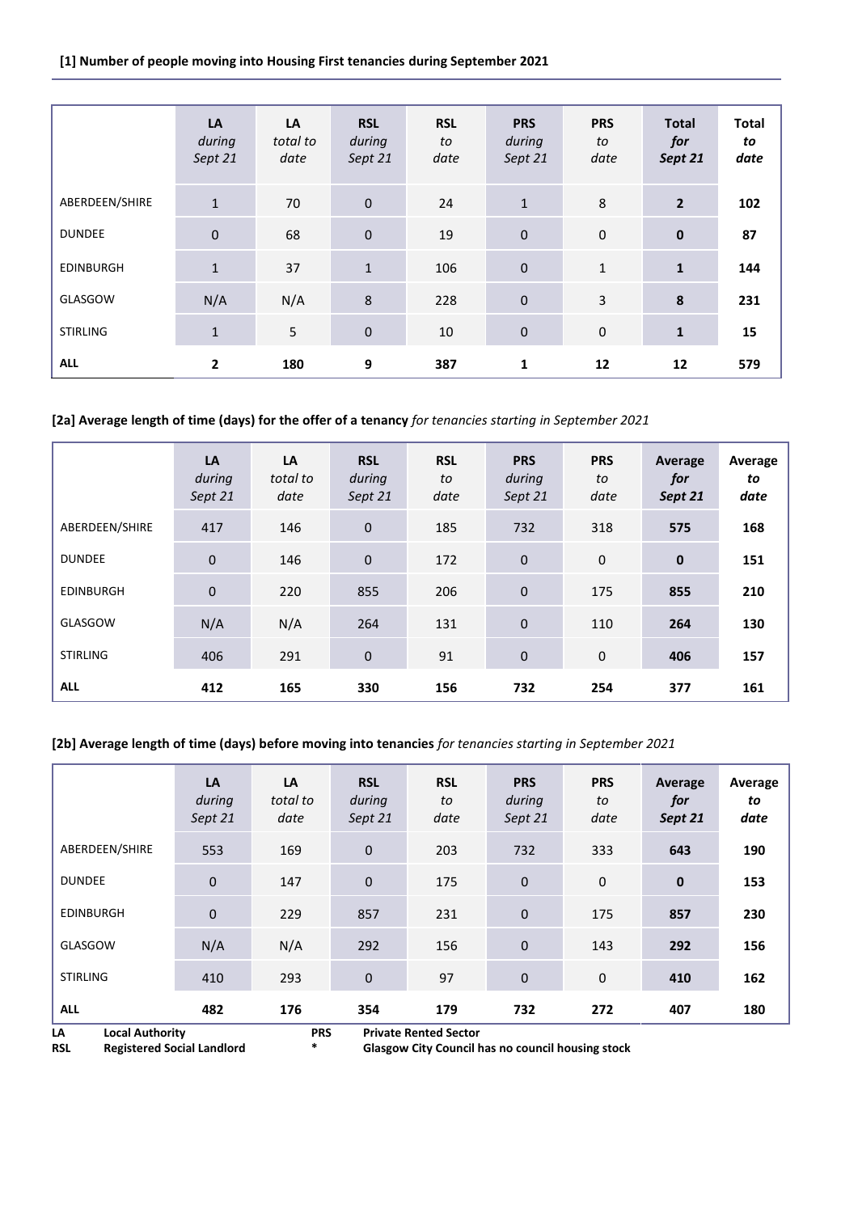**[1] Number of people moving into Housing First tenancies during September 2021**

| | LA *during Sept 21* | LA *total to date* | RSL *during Sept 21* | RSL *to date* | PRS *during Sept 21* | PRS *to date* | **Total *for Sept 21*** | **Total *to date*** |
|---|---|---|---|---|---|---|---|---|
| ABERDEEN/SHIRE | 1 | 70 | 0 | 24 | 1 | 8 | **2** | **102** |
| DUNDEE | 0 | 68 | 0 | 19 | 0 | 0 | **0** | **87** |
| EDINBURGH | 1 | 37 | 1 | 106 | 0 | 1 | **1** | **144** |
| GLASGOW | N/A | N/A | 8 | 228 | 0 | 3 | **8** | **231** |
| STIRLING | 1 | 5 | 0 | 10 | 0 | 0 | **1** | **15** |
| **ALL** | **2** | **180** | **9** | **387** | **1** | **12** | **12** | **579** |

**[2a] Average length of time (days) for the offer of a tenancy** *for tenancies starting in September 2021*

| | LA *during Sept 21* | LA *total to date* | RSL *during Sept 21* | RSL *to date* | PRS *during Sept 21* | PRS *to date* | **Average *for Sept 21*** | **Average *to date*** |
|---|---|---|---|---|---|---|---|---|
| ABERDEEN/SHIRE | 417 | 146 | 0 | 185 | 732 | 318 | **575** | **168** |
| DUNDEE | 0 | 146 | 0 | 172 | 0 | 0 | **0** | **151** |
| EDINBURGH | 0 | 220 | 855 | 206 | 0 | 175 | **855** | **210** |
| GLASGOW | N/A | N/A | 264 | 131 | 0 | 110 | **264** | **130** |
| STIRLING | 406 | 291 | 0 | 91 | 0 | 0 | **406** | **157** |
| **ALL** | **412** | **165** | **330** | **156** | **732** | **254** | **377** | **161** |

**[2b] Average length of time (days) before moving into tenancies** *for tenancies starting in September 2021*

| | LA *during Sept 21* | LA *total to date* | RSL *during Sept 21* | RSL *to date* | PRS *during Sept 21* | PRS *to date* | **Average *for Sept 21*** | **Average *to date*** |
|---|---|---|---|---|---|---|---|---|
| ABERDEEN/SHIRE | 553 | 169 | 0 | 203 | 732 | 333 | **643** | **190** |
| DUNDEE | 0 | 147 | 0 | 175 | 0 | 0 | **0** | **153** |
| EDINBURGH | 0 | 229 | 857 | 231 | 0 | 175 | **857** | **230** |
| GLASGOW | N/A | N/A | 292 | 156 | 0 | 143 | **292** | **156** |
| STIRLING | 410 | 293 | 0 | 97 | 0 | 0 | **410** | **162** |
| **ALL** | **482** | **176** | **354** | **179** | **732** | **272** | **407** | **180** |

**LA** **Local Authority** **PRS** **Private Rented Sector**
**RSL** **Registered Social Landlord** **\*** **Glasgow City Council has no council housing stock**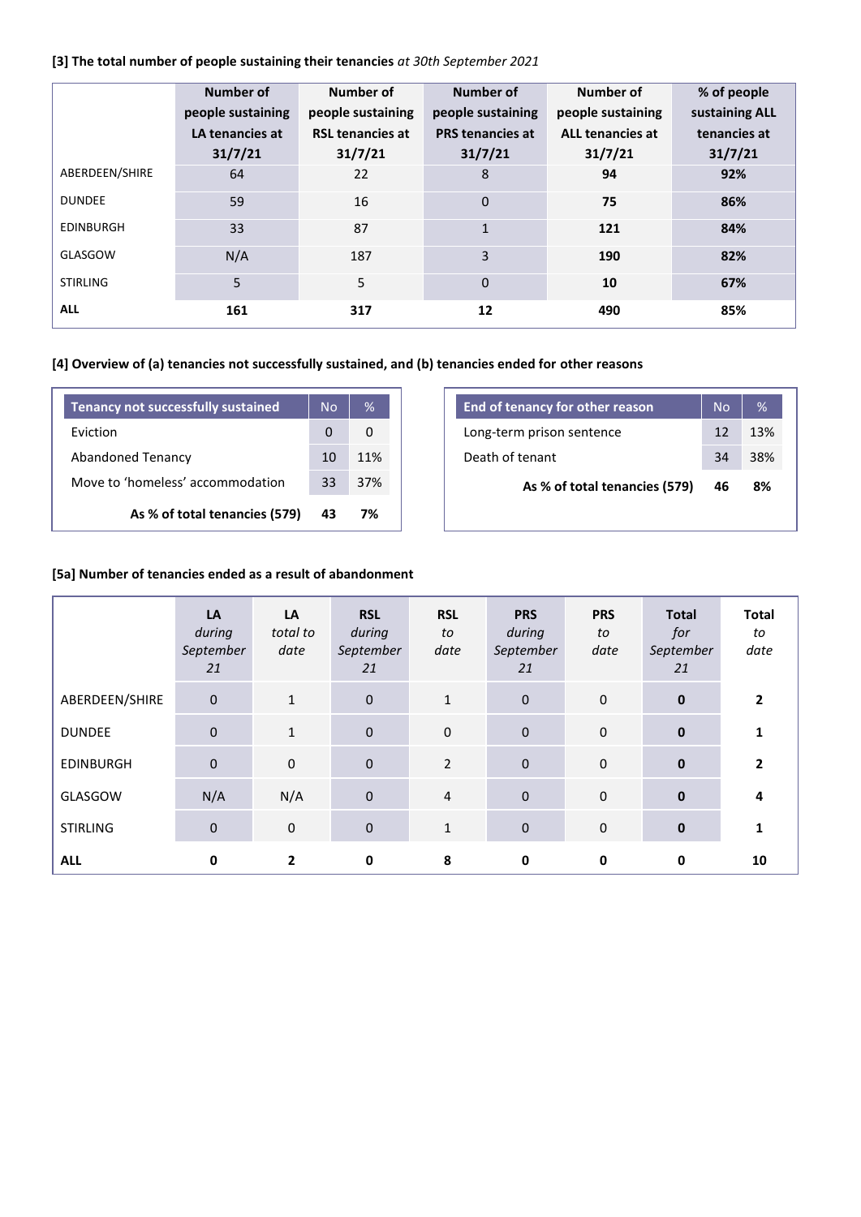**[3] The total number of people sustaining their tenancies** *at 30th September 2021*

| | Number of people sustaining LA tenancies at 31/7/21 | Number of people sustaining RSL tenancies at 31/7/21 | Number of people sustaining PRS tenancies at 31/7/21 | Number of people sustaining ALL tenancies at 31/7/21 | % of people sustaining ALL tenancies at 31/7/21 |
|---|---|---|---|---|---|
| ABERDEEN/SHIRE | 64 | 22 | 8 | **94** | **92%** |
| DUNDEE | 59 | 16 | 0 | **75** | **86%** |
| EDINBURGH | 33 | 87 | 1 | **121** | **84%** |
| GLASGOW | N/A | 187 | 3 | **190** | **82%** |
| STIRLING | 5 | 5 | 0 | **10** | **67%** |
| **ALL** | **161** | **317** | **12** | **490** | **85%** |

**[4] Overview of (a) tenancies not successfully sustained, and (b) tenancies ended for other reasons**

| Tenancy not successfully sustained | No | % |
|---|---|---|
| Eviction | 0 | 0 |
| Abandoned Tenancy | 10 | 11% |
| Move to 'homeless' accommodation | 33 | 37% |
| **As % of total tenancies (579)** | **43** | **7%** |

| End of tenancy for other reason | No | % |
|---|---|---|
| Long-term prison sentence | 12 | 13% |
| Death of tenant | 34 | 38% |
| **As % of total tenancies (579)** | **46** | **8%** |

**[5a] Number of tenancies ended as a result of abandonment**

| | LA *during September 21* | LA *total to date* | RSL *during September 21* | RSL *to date* | PRS *during September 21* | PRS *to date* | Total *for September 21* | Total *to date* |
|---|---|---|---|---|---|---|---|---|
| ABERDEEN/SHIRE | 0 | 1 | 0 | 1 | 0 | 0 | **0** | **2** |
| DUNDEE | 0 | 1 | 0 | 0 | 0 | 0 | **0** | **1** |
| EDINBURGH | 0 | 0 | 0 | 2 | 0 | 0 | **0** | **2** |
| GLASGOW | N/A | N/A | 0 | 4 | 0 | 0 | **0** | **4** |
| STIRLING | 0 | 0 | 0 | 1 | 0 | 0 | **0** | **1** |
| **ALL** | **0** | **2** | **0** | **8** | **0** | **0** | **0** | **10** |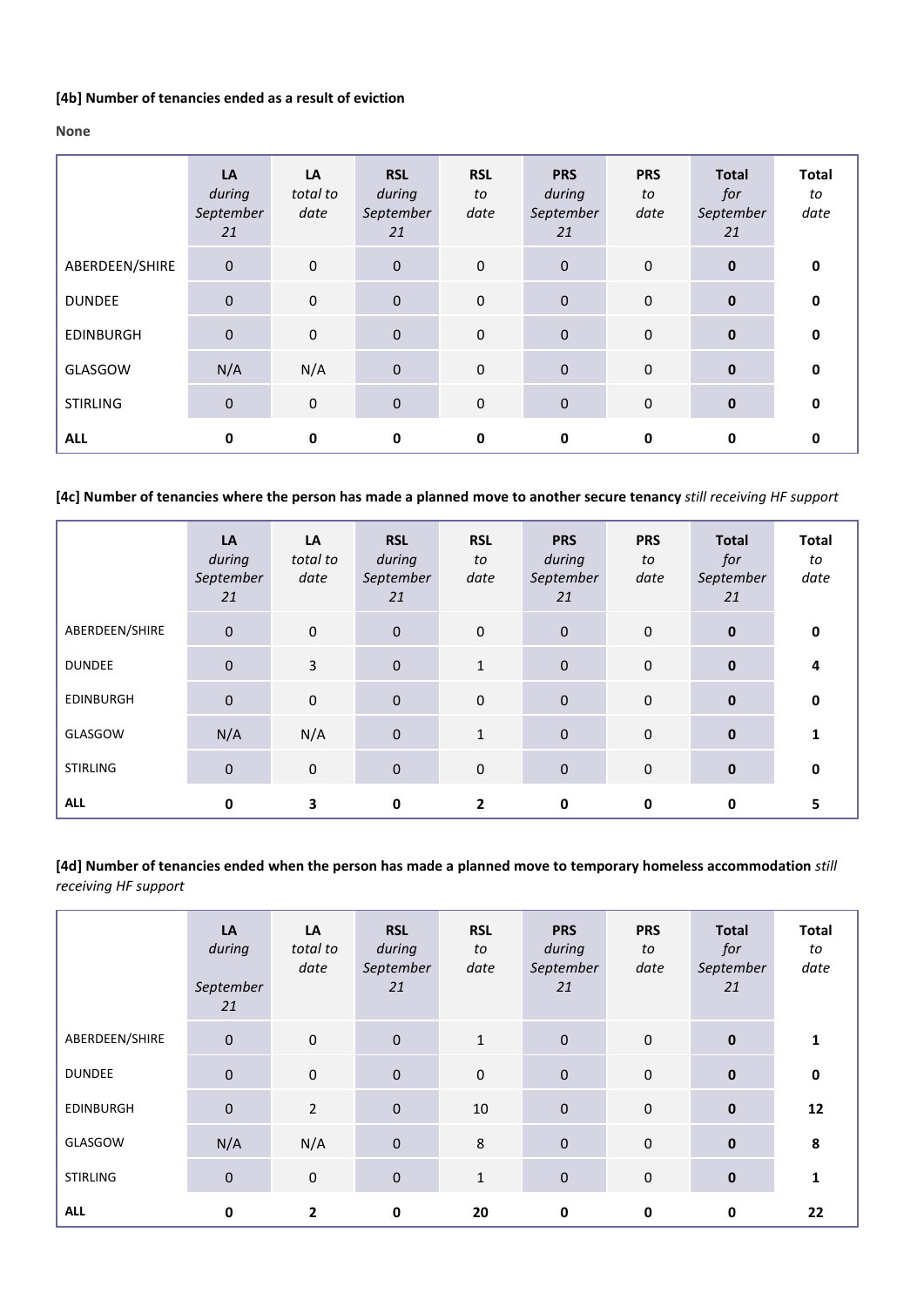**[4b] Number of tenancies ended as a result of eviction**

**None**

| | **LA** *during September 21* | **LA** *total to date* | **RSL** *during September 21* | **RSL** *to date* | **PRS** *during September 21* | **PRS** *to date* | **Total** *for September 21* | **Total** *to date* |
|---|---|---|---|---|---|---|---|---|
| ABERDEEN/SHIRE | 0 | 0 | 0 | 0 | 0 | 0 | **0** | **0** |
| DUNDEE | 0 | 0 | 0 | 0 | 0 | 0 | **0** | **0** |
| EDINBURGH | 0 | 0 | 0 | 0 | 0 | 0 | **0** | **0** |
| GLASGOW | N/A | N/A | 0 | 0 | 0 | 0 | **0** | **0** |
| STIRLING | 0 | 0 | 0 | 0 | 0 | 0 | **0** | **0** |
| **ALL** | **0** | **0** | **0** | **0** | **0** | **0** | **0** | **0** |

**[4c] Number of tenancies where the person has made a planned move to another secure tenancy** *still receiving HF support*

| | **LA** *during September 21* | **LA** *total to date* | **RSL** *during September 21* | **RSL** *to date* | **PRS** *during September 21* | **PRS** *to date* | **Total** *for September 21* | **Total** *to date* |
|---|---|---|---|---|---|---|---|---|
| ABERDEEN/SHIRE | 0 | 0 | 0 | 0 | 0 | 0 | **0** | **0** |
| DUNDEE | 0 | 3 | 0 | 1 | 0 | 0 | **0** | **4** |
| EDINBURGH | 0 | 0 | 0 | 0 | 0 | 0 | **0** | **0** |
| GLASGOW | N/A | N/A | 0 | 1 | 0 | 0 | **0** | **1** |
| STIRLING | 0 | 0 | 0 | 0 | 0 | 0 | **0** | **0** |
| **ALL** | **0** | **3** | **0** | **2** | **0** | **0** | **0** | **5** |

**[4d] Number of tenancies ended when the person has made a planned move to temporary homeless accommodation** *still receiving HF support*

| | **LA** *during September 21* | **LA** *total to date* | **RSL** *during September 21* | **RSL** *to date* | **PRS** *during September 21* | **PRS** *to date* | **Total** *for September 21* | **Total** *to date* |
|---|---|---|---|---|---|---|---|---|
| ABERDEEN/SHIRE | 0 | 0 | 0 | 1 | 0 | 0 | **0** | **1** |
| DUNDEE | 0 | 0 | 0 | 0 | 0 | 0 | **0** | **0** |
| EDINBURGH | 0 | 2 | 0 | 10 | 0 | 0 | **0** | **12** |
| GLASGOW | N/A | N/A | 0 | 8 | 0 | 0 | **0** | **8** |
| STIRLING | 0 | 0 | 0 | 1 | 0 | 0 | **0** | **1** |
| **ALL** | **0** | **2** | **0** | **20** | **0** | **0** | **0** | **22** |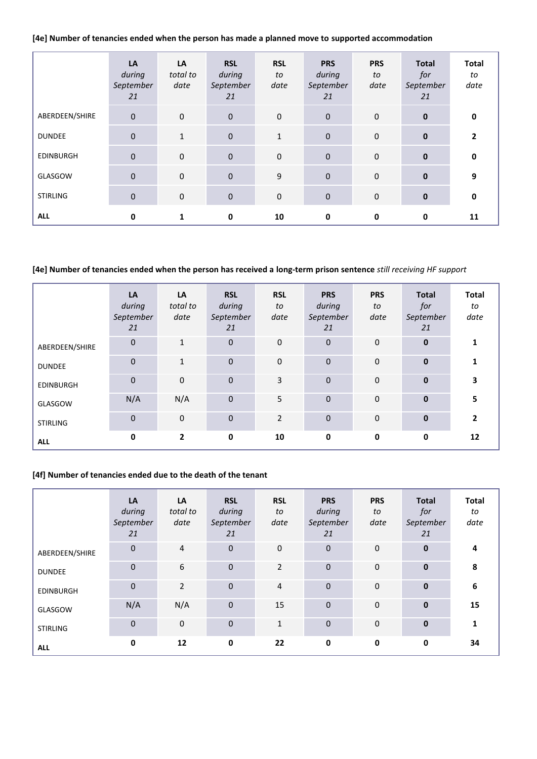**[4e] Number of tenancies ended when the person has made a planned move to supported accommodation**

| | **LA** *during September 21* | **LA** *total to date* | **RSL** *during September 21* | **RSL** *to date* | **PRS** *during September 21* | **PRS** *to date* | **Total** *for September 21* | **Total** *to date* |
|---|---|---|---|---|---|---|---|---|
| ABERDEEN/SHIRE | 0 | 0 | 0 | 0 | 0 | 0 | **0** | **0** |
| DUNDEE | 0 | 1 | 0 | 1 | 0 | 0 | **0** | **2** |
| EDINBURGH | 0 | 0 | 0 | 0 | 0 | 0 | **0** | **0** |
| GLASGOW | 0 | 0 | 0 | 9 | 0 | 0 | **0** | **9** |
| STIRLING | 0 | 0 | 0 | 0 | 0 | 0 | **0** | **0** |
| **ALL** | **0** | **1** | **0** | **10** | **0** | **0** | **0** | **11** |

**[4e] Number of tenancies ended when the person has received a long-term prison sentence** *still receiving HF support*

| | **LA** *during September 21* | **LA** *total to date* | **RSL** *during September 21* | **RSL** *to date* | **PRS** *during September 21* | **PRS** *to date* | **Total** *for September 21* | **Total** *to date* |
|---|---|---|---|---|---|---|---|---|
| ABERDEEN/SHIRE | 0 | 1 | 0 | 0 | 0 | 0 | **0** | **1** |
| DUNDEE | 0 | 1 | 0 | 0 | 0 | 0 | **0** | **1** |
| EDINBURGH | 0 | 0 | 0 | 3 | 0 | 0 | **0** | **3** |
| GLASGOW | N/A | N/A | 0 | 5 | 0 | 0 | **0** | **5** |
| STIRLING | 0 | 0 | 0 | 2 | 0 | 0 | **0** | **2** |
| **ALL** | **0** | **2** | **0** | **10** | **0** | **0** | **0** | **12** |

**[4f] Number of tenancies ended due to the death of the tenant**

| | **LA** *during September 21* | **LA** *total to date* | **RSL** *during September 21* | **RSL** *to date* | **PRS** *during September 21* | **PRS** *to date* | **Total** *for September 21* | **Total** *to date* |
|---|---|---|---|---|---|---|---|---|
| ABERDEEN/SHIRE | 0 | 4 | 0 | 0 | 0 | 0 | **0** | **4** |
| DUNDEE | 0 | 6 | 0 | 2 | 0 | 0 | **0** | **8** |
| EDINBURGH | 0 | 2 | 0 | 4 | 0 | 0 | **0** | **6** |
| GLASGOW | N/A | N/A | 0 | 15 | 0 | 0 | **0** | **15** |
| STIRLING | 0 | 0 | 0 | 1 | 0 | 0 | **0** | **1** |
| **ALL** | **0** | **12** | **0** | **22** | **0** | **0** | **0** | **34** |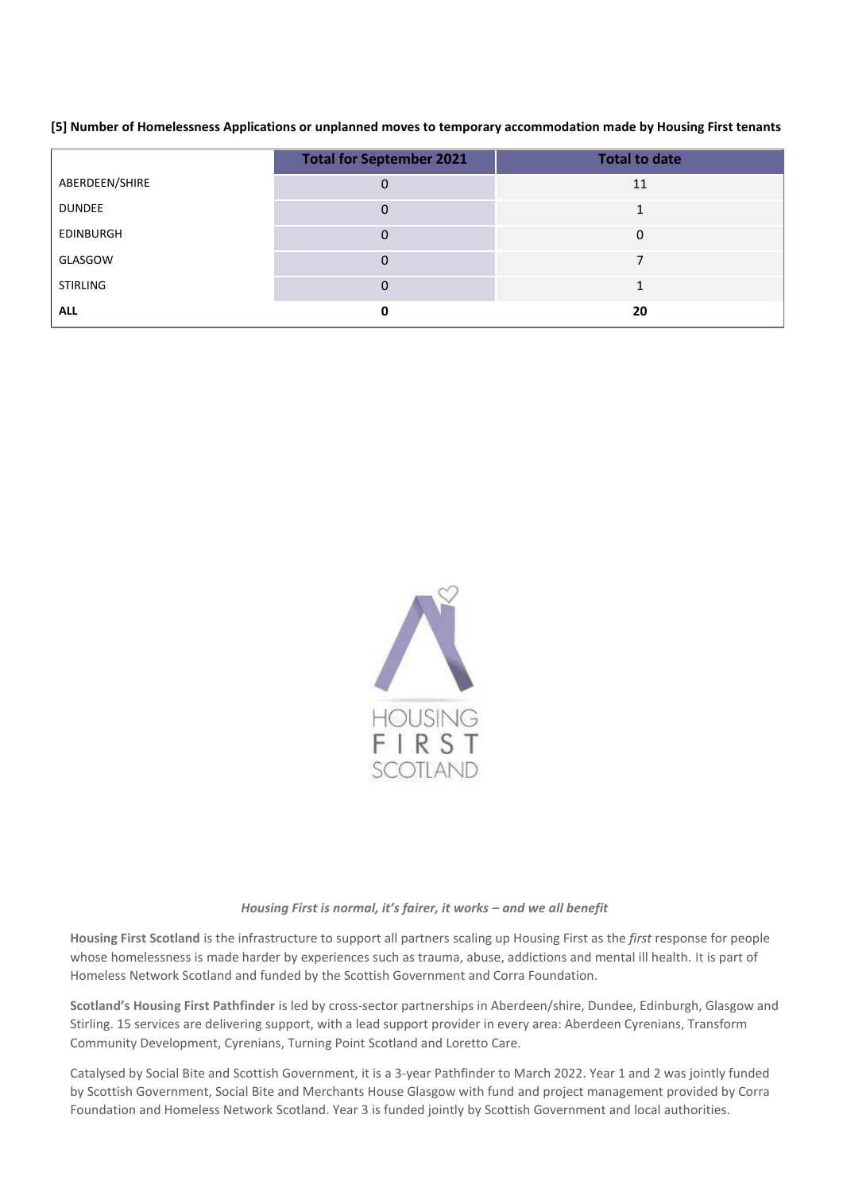**[5] Number of Homelessness Applications or unplanned moves to temporary accommodation made by Housing First tenants**

| | Total for September 2021 | Total to date |
|---|---|---|
| ABERDEEN/SHIRE | 0 | 11 |
| DUNDEE | 0 | 1 |
| EDINBURGH | 0 | 0 |
| GLASGOW | 0 | 7 |
| STIRLING | 0 | 1 |
| **ALL** | **0** | **20** |

HOUSING FIRST SCOTLAND

***Housing First is normal, it's fairer, it works – and we all benefit***

**Housing First Scotland** is the infrastructure to support all partners scaling up Housing First as the *first* response for people whose homelessness is made harder by experiences such as trauma, abuse, addictions and mental ill health. It is part of Homeless Network Scotland and funded by the Scottish Government and Corra Foundation.

**Scotland's Housing First Pathfinder** is led by cross-sector partnerships in Aberdeen/shire, Dundee, Edinburgh, Glasgow and Stirling. 15 services are delivering support, with a lead support provider in every area: Aberdeen Cyrenians, Transform Community Development, Cyrenians, Turning Point Scotland and Loretto Care.

Catalysed by Social Bite and Scottish Government, it is a 3-year Pathfinder to March 2022. Year 1 and 2 was jointly funded by Scottish Government, Social Bite and Merchants House Glasgow with fund and project management provided by Corra Foundation and Homeless Network Scotland. Year 3 is funded jointly by Scottish Government and local authorities.